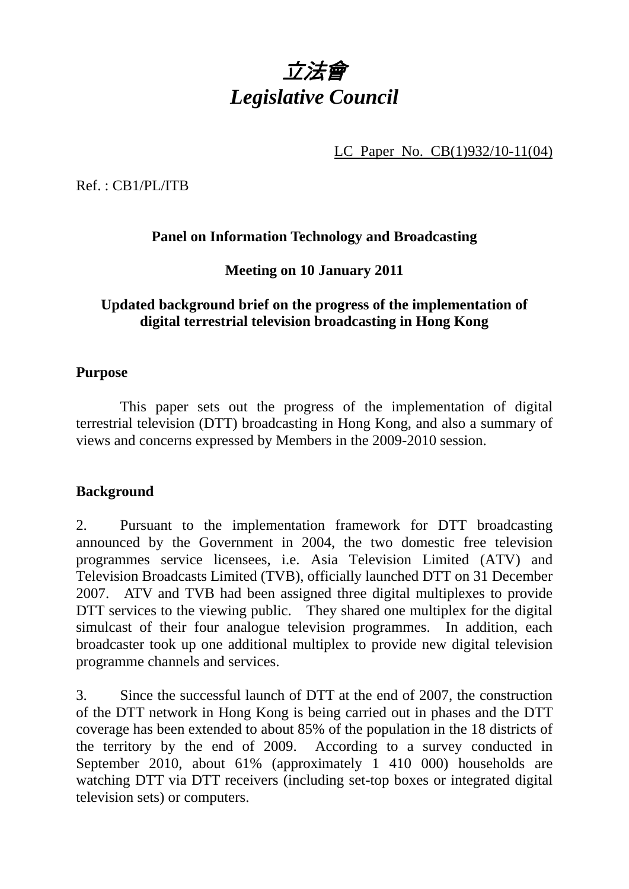# *立法會*
# *Legislative Council*

LC Paper No. CB(1)932/10-11(04)

Ref. : CB1/PL/ITB

**Panel on Information Technology and Broadcasting**

**Meeting on 10 January 2011**

**Updated background brief on the progress of the implementation of digital terrestrial television broadcasting in Hong Kong**

**Purpose**

This paper sets out the progress of the implementation of digital terrestrial television (DTT) broadcasting in Hong Kong, and also a summary of views and concerns expressed by Members in the 2009-2010 session.

**Background**

2. Pursuant to the implementation framework for DTT broadcasting announced by the Government in 2004, the two domestic free television programmes service licensees, i.e. Asia Television Limited (ATV) and Television Broadcasts Limited (TVB), officially launched DTT on 31 December 2007. ATV and TVB had been assigned three digital multiplexes to provide DTT services to the viewing public. They shared one multiplex for the digital simulcast of their four analogue television programmes. In addition, each broadcaster took up one additional multiplex to provide new digital television programme channels and services.

3. Since the successful launch of DTT at the end of 2007, the construction of the DTT network in Hong Kong is being carried out in phases and the DTT coverage has been extended to about 85% of the population in the 18 districts of the territory by the end of 2009. According to a survey conducted in September 2010, about 61% (approximately 1 410 000) households are watching DTT via DTT receivers (including set-top boxes or integrated digital television sets) or computers.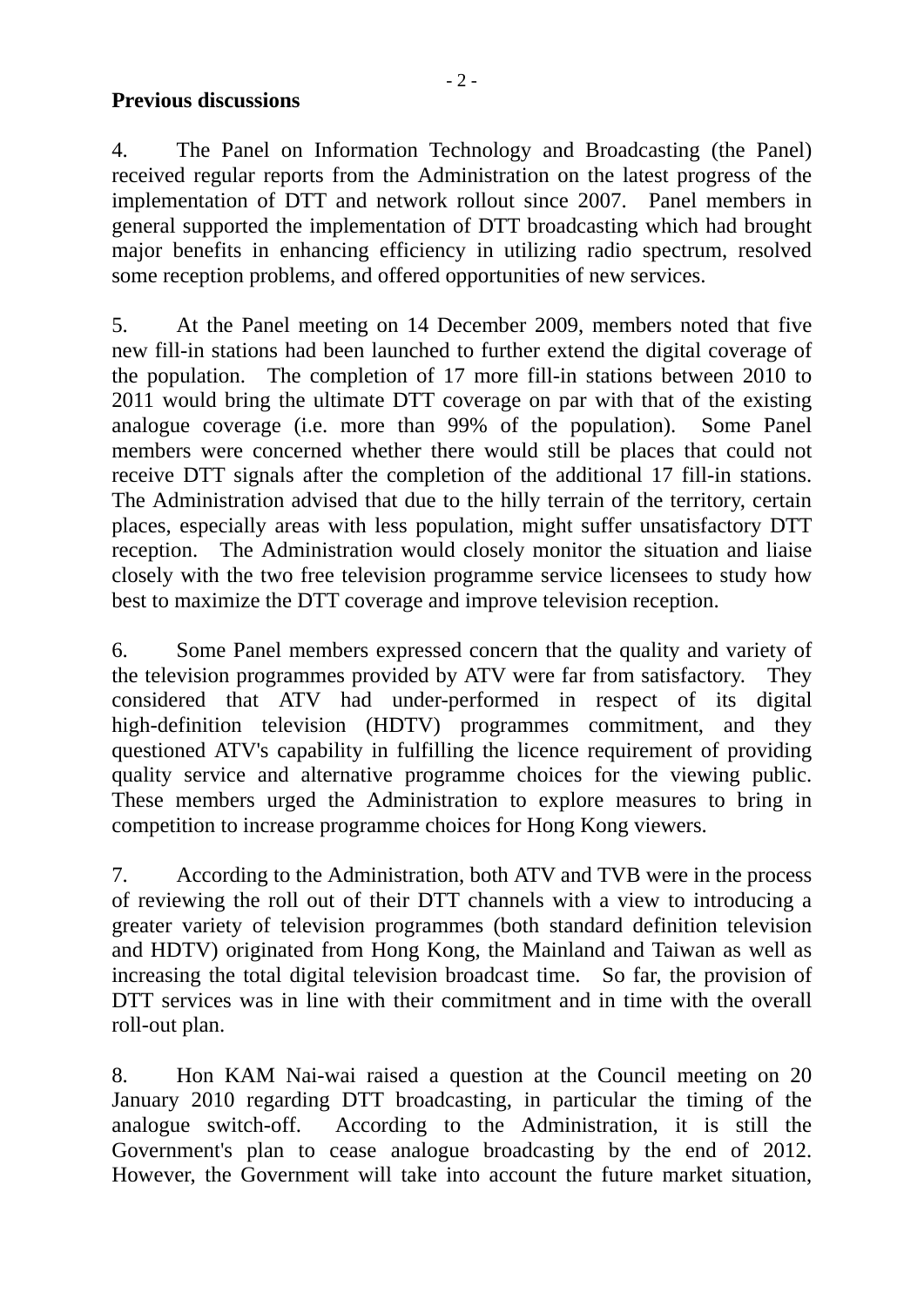**Previous discussions**

4. The Panel on Information Technology and Broadcasting (the Panel) received regular reports from the Administration on the latest progress of the implementation of DTT and network rollout since 2007. Panel members in general supported the implementation of DTT broadcasting which had brought major benefits in enhancing efficiency in utilizing radio spectrum, resolved some reception problems, and offered opportunities of new services.

5. At the Panel meeting on 14 December 2009, members noted that five new fill-in stations had been launched to further extend the digital coverage of the population. The completion of 17 more fill-in stations between 2010 to 2011 would bring the ultimate DTT coverage on par with that of the existing analogue coverage (i.e. more than 99% of the population). Some Panel members were concerned whether there would still be places that could not receive DTT signals after the completion of the additional 17 fill-in stations. The Administration advised that due to the hilly terrain of the territory, certain places, especially areas with less population, might suffer unsatisfactory DTT reception. The Administration would closely monitor the situation and liaise closely with the two free television programme service licensees to study how best to maximize the DTT coverage and improve television reception.

6. Some Panel members expressed concern that the quality and variety of the television programmes provided by ATV were far from satisfactory. They considered that ATV had under-performed in respect of its digital high-definition television (HDTV) programmes commitment, and they questioned ATV's capability in fulfilling the licence requirement of providing quality service and alternative programme choices for the viewing public. These members urged the Administration to explore measures to bring in competition to increase programme choices for Hong Kong viewers.

7. According to the Administration, both ATV and TVB were in the process of reviewing the roll out of their DTT channels with a view to introducing a greater variety of television programmes (both standard definition television and HDTV) originated from Hong Kong, the Mainland and Taiwan as well as increasing the total digital television broadcast time. So far, the provision of DTT services was in line with their commitment and in time with the overall roll-out plan.

8. Hon KAM Nai-wai raised a question at the Council meeting on 20 January 2010 regarding DTT broadcasting, in particular the timing of the analogue switch-off. According to the Administration, it is still the Government's plan to cease analogue broadcasting by the end of 2012. However, the Government will take into account the future market situation,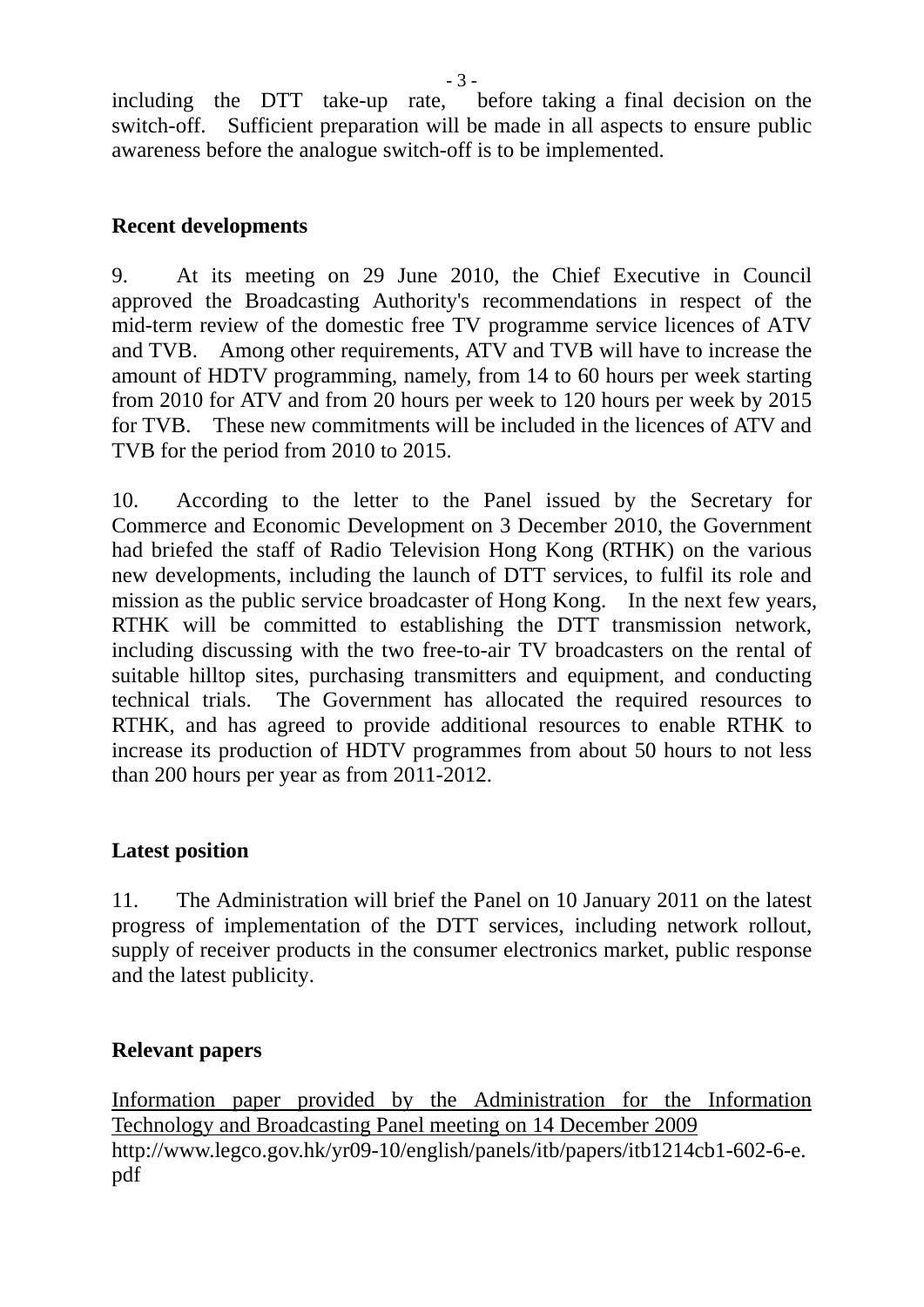including the DTT take-up rate, before taking a final decision on the switch-off. Sufficient preparation will be made in all aspects to ensure public awareness before the analogue switch-off is to be implemented.

## Recent developments

9. At its meeting on 29 June 2010, the Chief Executive in Council approved the Broadcasting Authority's recommendations in respect of the mid-term review of the domestic free TV programme service licences of ATV and TVB. Among other requirements, ATV and TVB will have to increase the amount of HDTV programming, namely, from 14 to 60 hours per week starting from 2010 for ATV and from 20 hours per week to 120 hours per week by 2015 for TVB. These new commitments will be included in the licences of ATV and TVB for the period from 2010 to 2015.

10. According to the letter to the Panel issued by the Secretary for Commerce and Economic Development on 3 December 2010, the Government had briefed the staff of Radio Television Hong Kong (RTHK) on the various new developments, including the launch of DTT services, to fulfil its role and mission as the public service broadcaster of Hong Kong. In the next few years, RTHK will be committed to establishing the DTT transmission network, including discussing with the two free-to-air TV broadcasters on the rental of suitable hilltop sites, purchasing transmitters and equipment, and conducting technical trials. The Government has allocated the required resources to RTHK, and has agreed to provide additional resources to enable RTHK to increase its production of HDTV programmes from about 50 hours to not less than 200 hours per year as from 2011-2012.

## Latest position

11. The Administration will brief the Panel on 10 January 2011 on the latest progress of implementation of the DTT services, including network rollout, supply of receiver products in the consumer electronics market, public response and the latest publicity.

## Relevant papers

Information paper provided by the Administration for the Information Technology and Broadcasting Panel meeting on 14 December 2009
http://www.legco.gov.hk/yr09-10/english/panels/itb/papers/itb1214cb1-602-6-e.pdf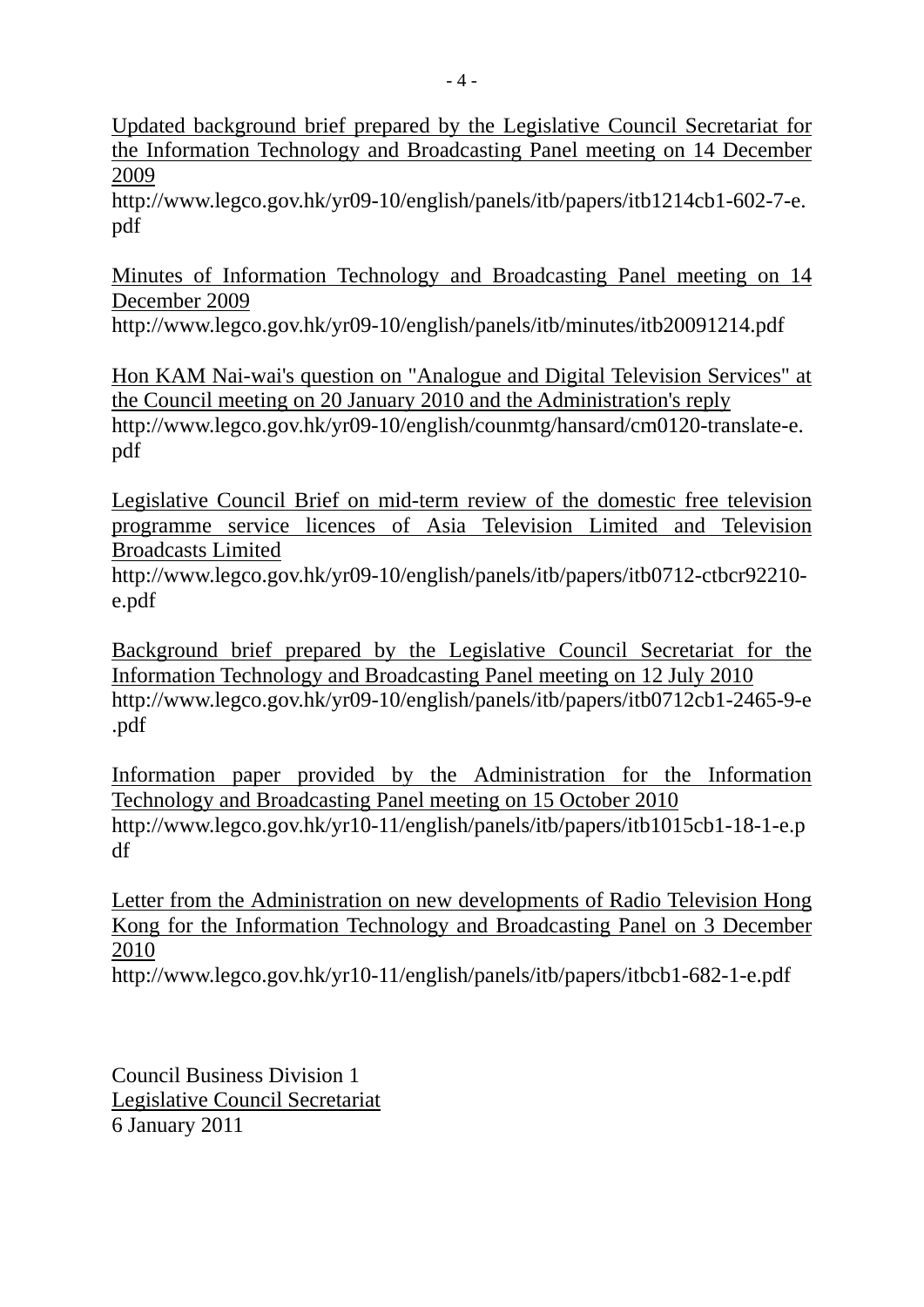Updated background brief prepared by the Legislative Council Secretariat for the Information Technology and Broadcasting Panel meeting on 14 December 2009
http://www.legco.gov.hk/yr09-10/english/panels/itb/papers/itb1214cb1-602-7-e.pdf

Minutes of Information Technology and Broadcasting Panel meeting on 14 December 2009
http://www.legco.gov.hk/yr09-10/english/panels/itb/minutes/itb20091214.pdf

Hon KAM Nai-wai's question on "Analogue and Digital Television Services" at the Council meeting on 20 January 2010 and the Administration's reply
http://www.legco.gov.hk/yr09-10/english/counmtg/hansard/cm0120-translate-e.pdf

Legislative Council Brief on mid-term review of the domestic free television programme service licences of Asia Television Limited and Television Broadcasts Limited
http://www.legco.gov.hk/yr09-10/english/panels/itb/papers/itb0712-ctbcr92210-e.pdf

Background brief prepared by the Legislative Council Secretariat for the Information Technology and Broadcasting Panel meeting on 12 July 2010
http://www.legco.gov.hk/yr09-10/english/panels/itb/papers/itb0712cb1-2465-9-e.pdf

Information paper provided by the Administration for the Information Technology and Broadcasting Panel meeting on 15 October 2010
http://www.legco.gov.hk/yr10-11/english/panels/itb/papers/itb1015cb1-18-1-e.pdf

Letter from the Administration on new developments of Radio Television Hong Kong for the Information Technology and Broadcasting Panel on 3 December 2010
http://www.legco.gov.hk/yr10-11/english/panels/itb/papers/itbcb1-682-1-e.pdf

Council Business Division 1
Legislative Council Secretariat
6 January 2011